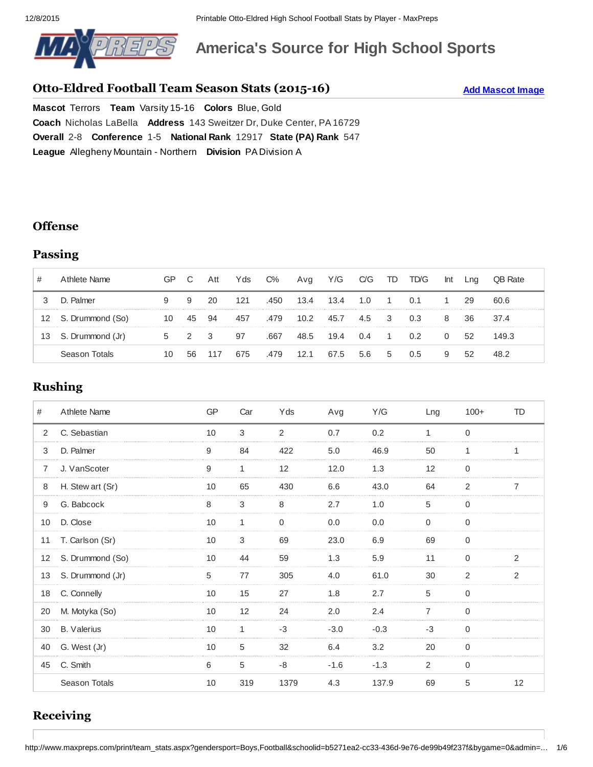# America's Source for High School Sports

## Otto-Eldred Football Team Season Stats (2015-16)

Add Mascot Image

**Mascot** Terrors **Team** Varsity 15-16 **Colors** Blue, Gold
**Coach** Nicholas LaBella **Address** 143 Sweitzer Dr, Duke Center, PA 16729
**Overall** 2-8 **Conference** 1-5 **National Rank** 12917 **State (PA) Rank** 547
**League** Allegheny Mountain - Northern **Division** PA Division A

## Offense

### Passing

| # | Athlete Name | GP | C | Att | Yds | C% | Avg | Y/G | C/G | TD | TD/G | Int | Lng | QB Rate |
|---|---|---|---|---|---|---|---|---|---|---|---|---|---|---|
| 3 | D. Palmer | 9 | 9 | 20 | 121 | .450 | 13.4 | 13.4 | 1.0 | 1 | 0.1 | 1 | 29 | 60.6 |
| 12 | S. Drummond (So) | 10 | 45 | 94 | 457 | .479 | 10.2 | 45.7 | 4.5 | 3 | 0.3 | 8 | 36 | 37.4 |
| 13 | S. Drummond (Jr) | 5 | 2 | 3 | 97 | .667 | 48.5 | 19.4 | 0.4 | 1 | 0.2 | 0 | 52 | 149.3 |
| | Season Totals | 10 | 56 | 117 | 675 | .479 | 12.1 | 67.5 | 5.6 | 5 | 0.5 | 9 | 52 | 48.2 |

### Rushing

| # | Athlete Name | GP | Car | Yds | Avg | Y/G | Lng | 100+ | TD |
|---|---|---|---|---|---|---|---|---|---|
| 2 | C. Sebastian | 10 | 3 | 2 | 0.7 | 0.2 | 1 | 0 | |
| 3 | D. Palmer | 9 | 84 | 422 | 5.0 | 46.9 | 50 | 1 | 1 |
| 7 | J. VanScoter | 9 | 1 | 12 | 12.0 | 1.3 | 12 | 0 | |
| 8 | H. Stewart (Sr) | 10 | 65 | 430 | 6.6 | 43.0 | 64 | 2 | 7 |
| 9 | G. Babcock | 8 | 3 | 8 | 2.7 | 1.0 | 5 | 0 | |
| 10 | D. Close | 10 | 1 | 0 | 0.0 | 0.0 | 0 | 0 | |
| 11 | T. Carlson (Sr) | 10 | 3 | 69 | 23.0 | 6.9 | 69 | 0 | |
| 12 | S. Drummond (So) | 10 | 44 | 59 | 1.3 | 5.9 | 11 | 0 | 2 |
| 13 | S. Drummond (Jr) | 5 | 77 | 305 | 4.0 | 61.0 | 30 | 2 | 2 |
| 18 | C. Connelly | 10 | 15 | 27 | 1.8 | 2.7 | 5 | 0 | |
| 20 | M. Motyka (So) | 10 | 12 | 24 | 2.0 | 2.4 | 7 | 0 | |
| 30 | B. Valerius | 10 | 1 | -3 | -3.0 | -0.3 | -3 | 0 | |
| 40 | G. West (Jr) | 10 | 5 | 32 | 6.4 | 3.2 | 20 | 0 | |
| 45 | C. Smith | 6 | 5 | -8 | -1.6 | -1.3 | 2 | 0 | |
| | Season Totals | 10 | 319 | 1379 | 4.3 | 137.9 | 69 | 5 | 12 |

### Receiving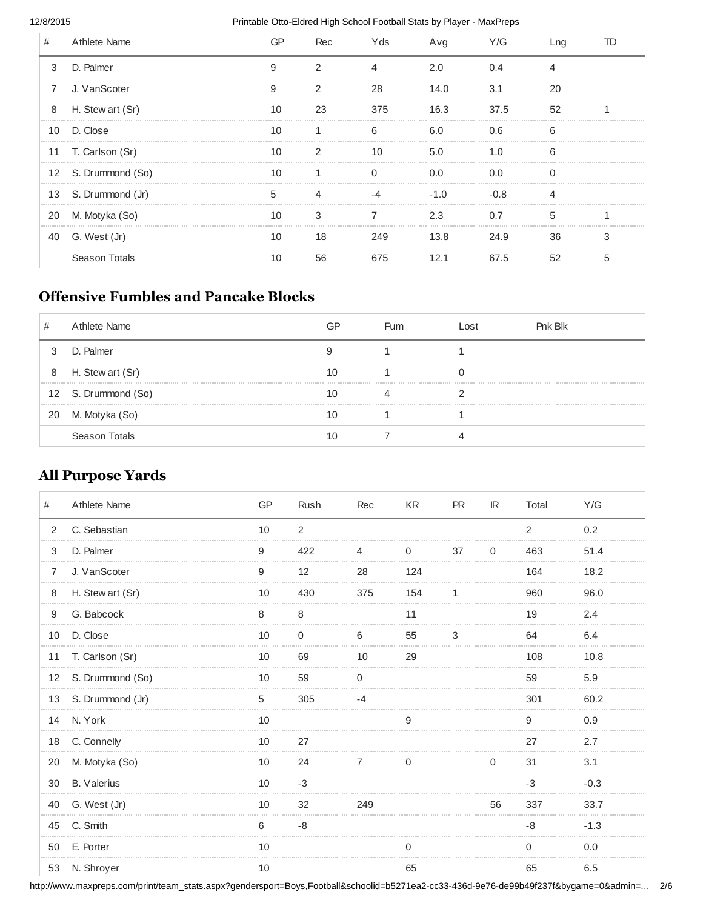| # | Athlete Name | GP | Rec | Yds | Avg | Y/G | Lng | TD |
|---|---|---|---|---|---|---|---|---|
| 3 | D. Palmer | 9 | 2 | 4 | 2.0 | 0.4 | 4 | |
| 7 | J. VanScoter | 9 | 2 | 28 | 14.0 | 3.1 | 20 | |
| 8 | H. Stewart (Sr) | 10 | 23 | 375 | 16.3 | 37.5 | 52 | 1 |
| 10 | D. Close | 10 | 1 | 6 | 6.0 | 0.6 | 6 | |
| 11 | T. Carlson (Sr) | 10 | 2 | 10 | 5.0 | 1.0 | 6 | |
| 12 | S. Drummond (So) | 10 | 1 | 0 | 0.0 | 0.0 | 0 | |
| 13 | S. Drummond (Jr) | 5 | 4 | -4 | -1.0 | -0.8 | 4 | |
| 20 | M. Motyka (So) | 10 | 3 | 7 | 2.3 | 0.7 | 5 | 1 |
| 40 | G. West (Jr) | 10 | 18 | 249 | 13.8 | 24.9 | 36 | 3 |
| | Season Totals | 10 | 56 | 675 | 12.1 | 67.5 | 52 | 5 |

## Offensive Fumbles and Pancake Blocks

| # | Athlete Name | GP | Fum | Lost | Pnk Blk |
|---|---|---|---|---|---|
| 3 | D. Palmer | 9 | 1 | 1 | |
| 8 | H. Stewart (Sr) | 10 | 1 | 0 | |
| 12 | S. Drummond (So) | 10 | 4 | 2 | |
| 20 | M. Motyka (So) | 10 | 1 | 1 | |
| | Season Totals | 10 | 7 | 4 | |

## All Purpose Yards

| # | Athlete Name | GP | Rush | Rec | KR | PR | IR | Total | Y/G |
|---|---|---|---|---|---|---|---|---|---|
| 2 | C. Sebastian | 10 | 2 | | | | | 2 | 0.2 |
| 3 | D. Palmer | 9 | 422 | 4 | 0 | 37 | 0 | 463 | 51.4 |
| 7 | J. VanScoter | 9 | 12 | 28 | 124 | | | 164 | 18.2 |
| 8 | H. Stewart (Sr) | 10 | 430 | 375 | 154 | 1 | | 960 | 96.0 |
| 9 | G. Babcock | 8 | 8 | | 11 | | | 19 | 2.4 |
| 10 | D. Close | 10 | 0 | 6 | 55 | 3 | | 64 | 6.4 |
| 11 | T. Carlson (Sr) | 10 | 69 | 10 | 29 | | | 108 | 10.8 |
| 12 | S. Drummond (So) | 10 | 59 | 0 | | | | 59 | 5.9 |
| 13 | S. Drummond (Jr) | 5 | 305 | -4 | | | | 301 | 60.2 |
| 14 | N. York | 10 | | | 9 | | | 9 | 0.9 |
| 18 | C. Connelly | 10 | 27 | | | | | 27 | 2.7 |
| 20 | M. Motyka (So) | 10 | 24 | 7 | 0 | | 0 | 31 | 3.1 |
| 30 | B. Valerius | 10 | -3 | | | | | -3 | -0.3 |
| 40 | G. West (Jr) | 10 | 32 | 249 | | | 56 | 337 | 33.7 |
| 45 | C. Smith | 6 | -8 | | | | | -8 | -1.3 |
| 50 | E. Porter | 10 | | | 0 | | | 0 | 0.0 |
| 53 | N. Shroyer | 10 | | | 65 | | | 65 | 6.5 |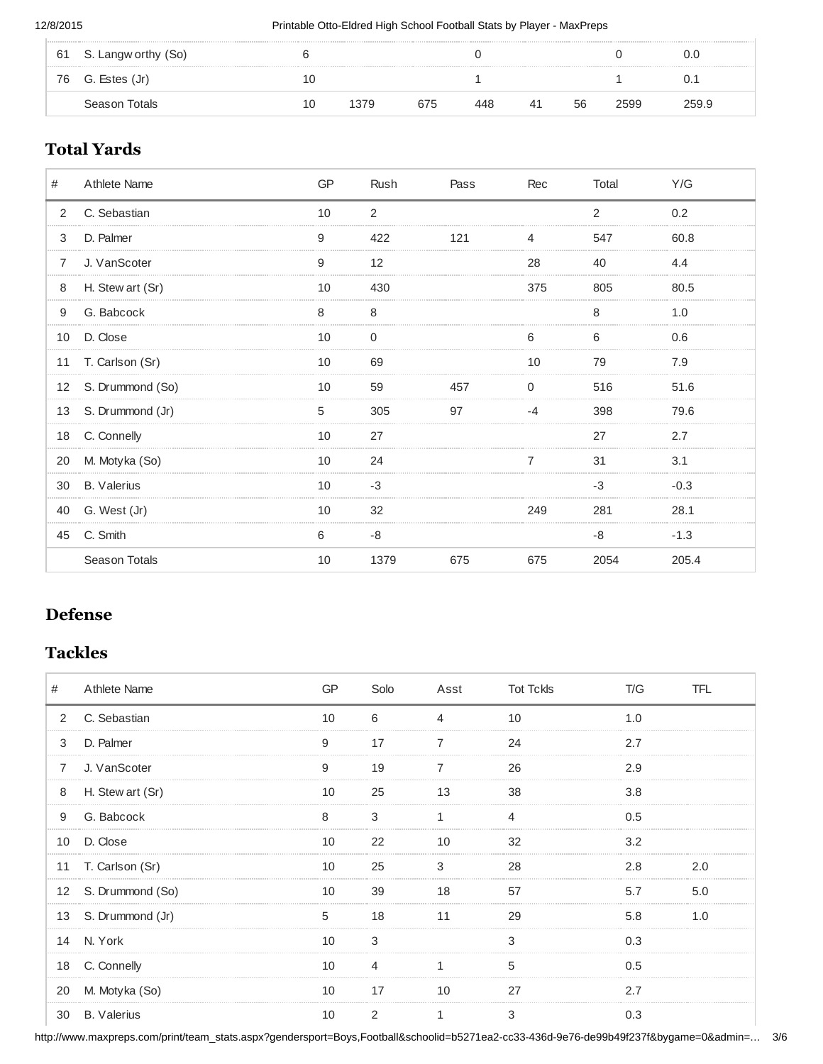| | | | | | | | | | |
|---|---|---|---|---|---|---|---|---|---|
| 61 | S. Langworthy (So) | 6 | | | 0 | | | 0 | 0.0 |
| 76 | G. Estes (Jr) | 10 | | | 1 | | | 1 | 0.1 |
| | Season Totals | 10 | 1379 | 675 | 448 | 41 | 56 | 2599 | 259.9 |

## Total Yards

| # | Athlete Name | GP | Rush | Pass | Rec | Total | Y/G |
|---|---|---|---|---|---|---|---|
| 2 | C. Sebastian | 10 | 2 | | | 2 | 0.2 |
| 3 | D. Palmer | 9 | 422 | 121 | 4 | 547 | 60.8 |
| 7 | J. VanScoter | 9 | 12 | | 28 | 40 | 4.4 |
| 8 | H. Stewart (Sr) | 10 | 430 | | 375 | 805 | 80.5 |
| 9 | G. Babcock | 8 | 8 | | | 8 | 1.0 |
| 10 | D. Close | 10 | 0 | | 6 | 6 | 0.6 |
| 11 | T. Carlson (Sr) | 10 | 69 | | 10 | 79 | 7.9 |
| 12 | S. Drummond (So) | 10 | 59 | 457 | 0 | 516 | 51.6 |
| 13 | S. Drummond (Jr) | 5 | 305 | 97 | -4 | 398 | 79.6 |
| 18 | C. Connelly | 10 | 27 | | | 27 | 2.7 |
| 20 | M. Motyka (So) | 10 | 24 | | 7 | 31 | 3.1 |
| 30 | B. Valerius | 10 | -3 | | | -3 | -0.3 |
| 40 | G. West (Jr) | 10 | 32 | | 249 | 281 | 28.1 |
| 45 | C. Smith | 6 | -8 | | | -8 | -1.3 |
| | Season Totals | 10 | 1379 | 675 | 675 | 2054 | 205.4 |

# Defense

## Tackles

| # | Athlete Name | GP | Solo | Asst | Tot Tckls | T/G | TFL |
|---|---|---|---|---|---|---|---|
| 2 | C. Sebastian | 10 | 6 | 4 | 10 | 1.0 | |
| 3 | D. Palmer | 9 | 17 | 7 | 24 | 2.7 | |
| 7 | J. VanScoter | 9 | 19 | 7 | 26 | 2.9 | |
| 8 | H. Stewart (Sr) | 10 | 25 | 13 | 38 | 3.8 | |
| 9 | G. Babcock | 8 | 3 | 1 | 4 | 0.5 | |
| 10 | D. Close | 10 | 22 | 10 | 32 | 3.2 | |
| 11 | T. Carlson (Sr) | 10 | 25 | 3 | 28 | 2.8 | 2.0 |
| 12 | S. Drummond (So) | 10 | 39 | 18 | 57 | 5.7 | 5.0 |
| 13 | S. Drummond (Jr) | 5 | 18 | 11 | 29 | 5.8 | 1.0 |
| 14 | N. York | 10 | 3 | | 3 | 0.3 | |
| 18 | C. Connelly | 10 | 4 | 1 | 5 | 0.5 | |
| 20 | M. Motyka (So) | 10 | 17 | 10 | 27 | 2.7 | |
| 30 | B. Valerius | 10 | 2 | 1 | 3 | 0.3 | |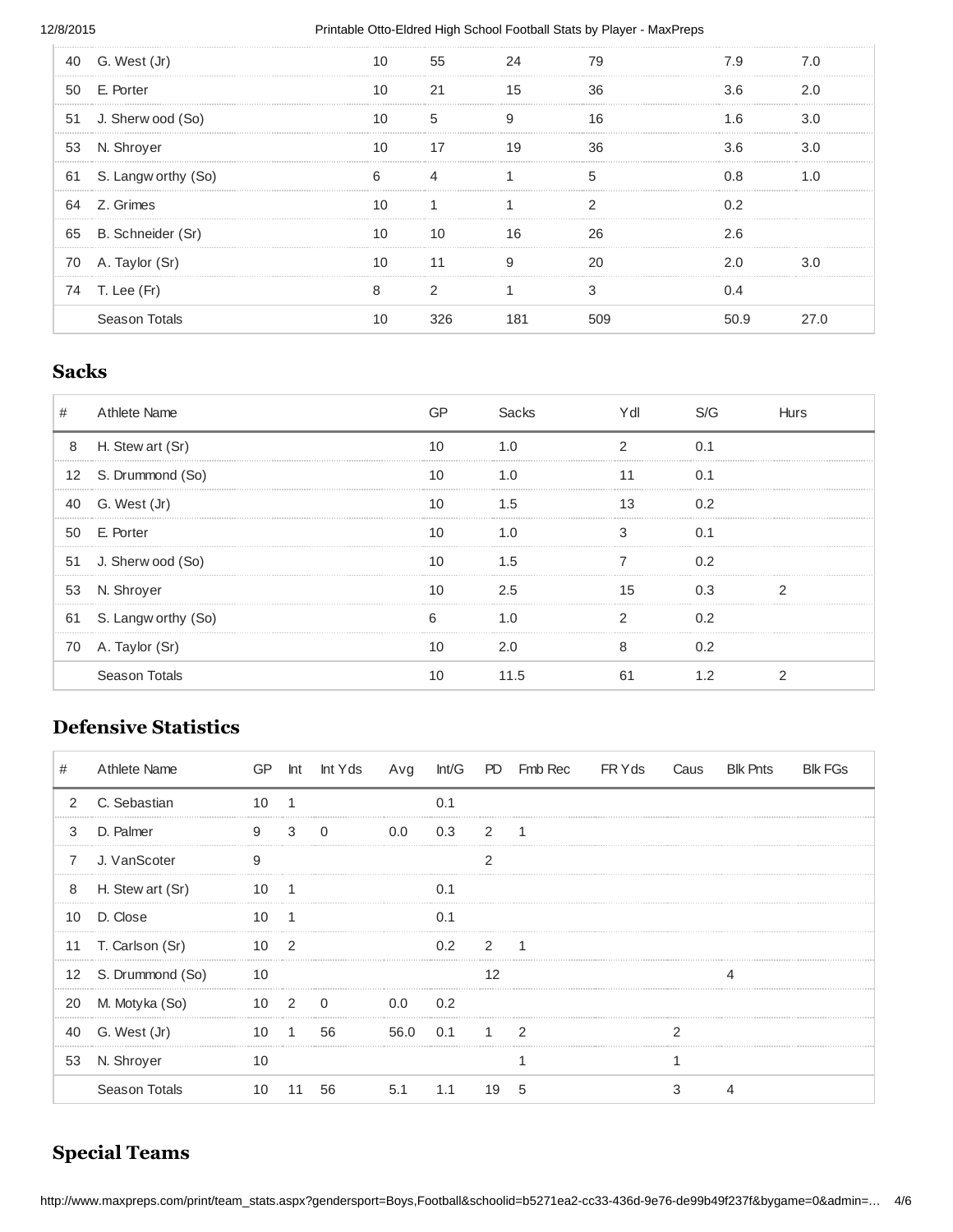| # | Athlete Name | | | | | | |
|---|---|---|---|---|---|---|---|
| 40 | G. West (Jr) | 10 | 55 | 24 | 79 | 7.9 | 7.0 |
| 50 | E. Porter | 10 | 21 | 15 | 36 | 3.6 | 2.0 |
| 51 | J. Sherwood (So) | 10 | 5 | 9 | 16 | 1.6 | 3.0 |
| 53 | N. Shroyer | 10 | 17 | 19 | 36 | 3.6 | 3.0 |
| 61 | S. Langworthy (So) | 6 | 4 | 1 | 5 | 0.8 | 1.0 |
| 64 | Z. Grimes | 10 | 1 | 1 | 2 | 0.2 | |
| 65 | B. Schneider (Sr) | 10 | 10 | 16 | 26 | 2.6 | |
| 70 | A. Taylor (Sr) | 10 | 11 | 9 | 20 | 2.0 | 3.0 |
| 74 | T. Lee (Fr) | 8 | 2 | 1 | 3 | 0.4 | |
| | Season Totals | 10 | 326 | 181 | 509 | 50.9 | 27.0 |

## Sacks

| # | Athlete Name | GP | Sacks | Ydl | S/G | Hurs |
|---|---|---|---|---|---|---|
| 8 | H. Stewart (Sr) | 10 | 1.0 | 2 | 0.1 | |
| 12 | S. Drummond (So) | 10 | 1.0 | 11 | 0.1 | |
| 40 | G. West (Jr) | 10 | 1.5 | 13 | 0.2 | |
| 50 | E. Porter | 10 | 1.0 | 3 | 0.1 | |
| 51 | J. Sherwood (So) | 10 | 1.5 | 7 | 0.2 | |
| 53 | N. Shroyer | 10 | 2.5 | 15 | 0.3 | 2 |
| 61 | S. Langworthy (So) | 6 | 1.0 | 2 | 0.2 | |
| 70 | A. Taylor (Sr) | 10 | 2.0 | 8 | 0.2 | |
| | Season Totals | 10 | 11.5 | 61 | 1.2 | 2 |

## Defensive Statistics

| # | Athlete Name | GP | Int | Int Yds | Avg | Int/G | PD | Fmb Rec | FR Yds | Caus | Blk Pnts | Blk FGs |
|---|---|---|---|---|---|---|---|---|---|---|---|---|
| 2 | C. Sebastian | 10 | 1 | | | 0.1 | | | | | | |
| 3 | D. Palmer | 9 | 3 | 0 | 0.0 | 0.3 | 2 | 1 | | | | |
| 7 | J. VanScoter | 9 | | | | | 2 | | | | | |
| 8 | H. Stewart (Sr) | 10 | 1 | | | 0.1 | | | | | | |
| 10 | D. Close | 10 | 1 | | | 0.1 | | | | | | |
| 11 | T. Carlson (Sr) | 10 | 2 | | | 0.2 | 2 | 1 | | | | |
| 12 | S. Drummond (So) | 10 | | | | | 12 | | | | 4 | |
| 20 | M. Motyka (So) | 10 | 2 | 0 | 0.0 | 0.2 | | | | | | |
| 40 | G. West (Jr) | 10 | 1 | 56 | 56.0 | 0.1 | 1 | 2 | | 2 | | |
| 53 | N. Shroyer | 10 | | | | | | 1 | | 1 | | |
| | Season Totals | 10 | 11 | 56 | 5.1 | 1.1 | 19 | 5 | | 3 | 4 | |

## Special Teams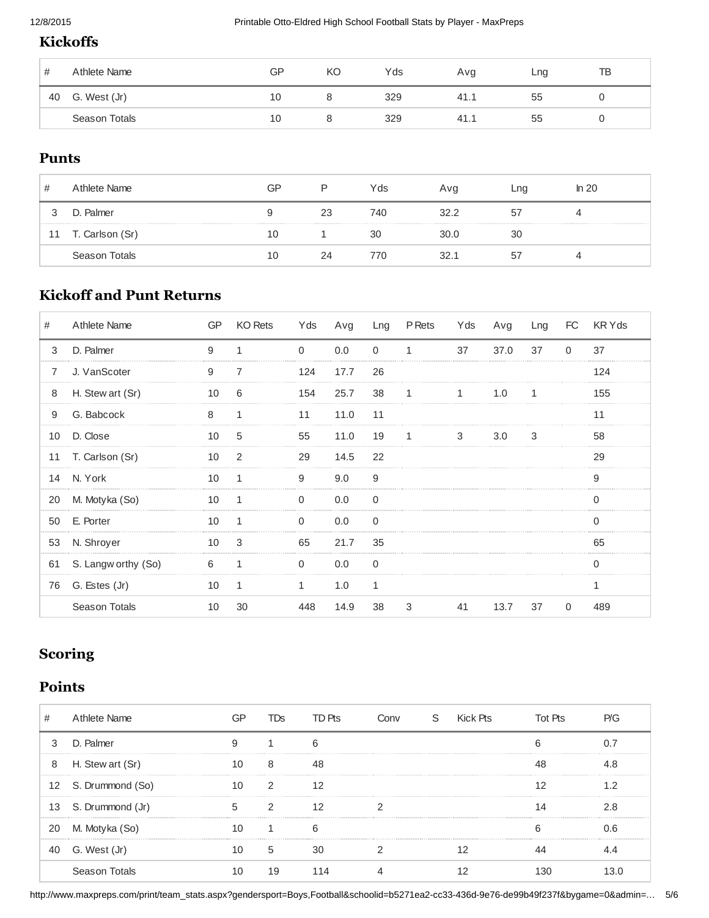## Kickoffs

| # | Athlete Name | GP | KO | Yds | Avg | Lng | TB |
|---|---|---|---|---|---|---|---|
| 40 | G. West (Jr) | 10 | 8 | 329 | 41.1 | 55 | 0 |
| | Season Totals | 10 | 8 | 329 | 41.1 | 55 | 0 |

## Punts

| # | Athlete Name | GP | P | Yds | Avg | Lng | In 20 |
|---|---|---|---|---|---|---|---|
| 3 | D. Palmer | 9 | 23 | 740 | 32.2 | 57 | 4 |
| 11 | T. Carlson (Sr) | 10 | 1 | 30 | 30.0 | 30 | |
| | Season Totals | 10 | 24 | 770 | 32.1 | 57 | 4 |

## Kickoff and Punt Returns

| # | Athlete Name | GP | KO Rets | Yds | Avg | Lng | P Rets | Yds | Avg | Lng | FC | KR Yds |
|---|---|---|---|---|---|---|---|---|---|---|---|---|
| 3 | D. Palmer | 9 | 1 | 0 | 0.0 | 0 | 1 | 37 | 37.0 | 37 | 0 | 37 |
| 7 | J. VanScoter | 9 | 7 | 124 | 17.7 | 26 | | | | | | 124 |
| 8 | H. Stewart (Sr) | 10 | 6 | 154 | 25.7 | 38 | 1 | 1 | 1.0 | 1 | | 155 |
| 9 | G. Babcock | 8 | 1 | 11 | 11.0 | 11 | | | | | | 11 |
| 10 | D. Close | 10 | 5 | 55 | 11.0 | 19 | 1 | 3 | 3.0 | 3 | | 58 |
| 11 | T. Carlson (Sr) | 10 | 2 | 29 | 14.5 | 22 | | | | | | 29 |
| 14 | N. York | 10 | 1 | 9 | 9.0 | 9 | | | | | | 9 |
| 20 | M. Motyka (So) | 10 | 1 | 0 | 0.0 | 0 | | | | | | 0 |
| 50 | E. Porter | 10 | 1 | 0 | 0.0 | 0 | | | | | | 0 |
| 53 | N. Shroyer | 10 | 3 | 65 | 21.7 | 35 | | | | | | 65 |
| 61 | S. Langworthy (So) | 6 | 1 | 0 | 0.0 | 0 | | | | | | 0 |
| 76 | G. Estes (Jr) | 10 | 1 | 1 | 1.0 | 1 | | | | | | 1 |
| | Season Totals | 10 | 30 | 448 | 14.9 | 38 | 3 | 41 | 13.7 | 37 | 0 | 489 |

## Scoring

## Points

| # | Athlete Name | GP | TDs | TD Pts | Conv | S | Kick Pts | Tot Pts | P/G |
|---|---|---|---|---|---|---|---|---|---|
| 3 | D. Palmer | 9 | 1 | 6 | | | | 6 | 0.7 |
| 8 | H. Stewart (Sr) | 10 | 8 | 48 | | | | 48 | 4.8 |
| 12 | S. Drummond (So) | 10 | 2 | 12 | | | | 12 | 1.2 |
| 13 | S. Drummond (Jr) | 5 | 2 | 12 | 2 | | | 14 | 2.8 |
| 20 | M. Motyka (So) | 10 | 1 | 6 | | | | 6 | 0.6 |
| 40 | G. West (Jr) | 10 | 5 | 30 | 2 | | 12 | 44 | 4.4 |
| | Season Totals | 10 | 19 | 114 | 4 | | 12 | 130 | 13.0 |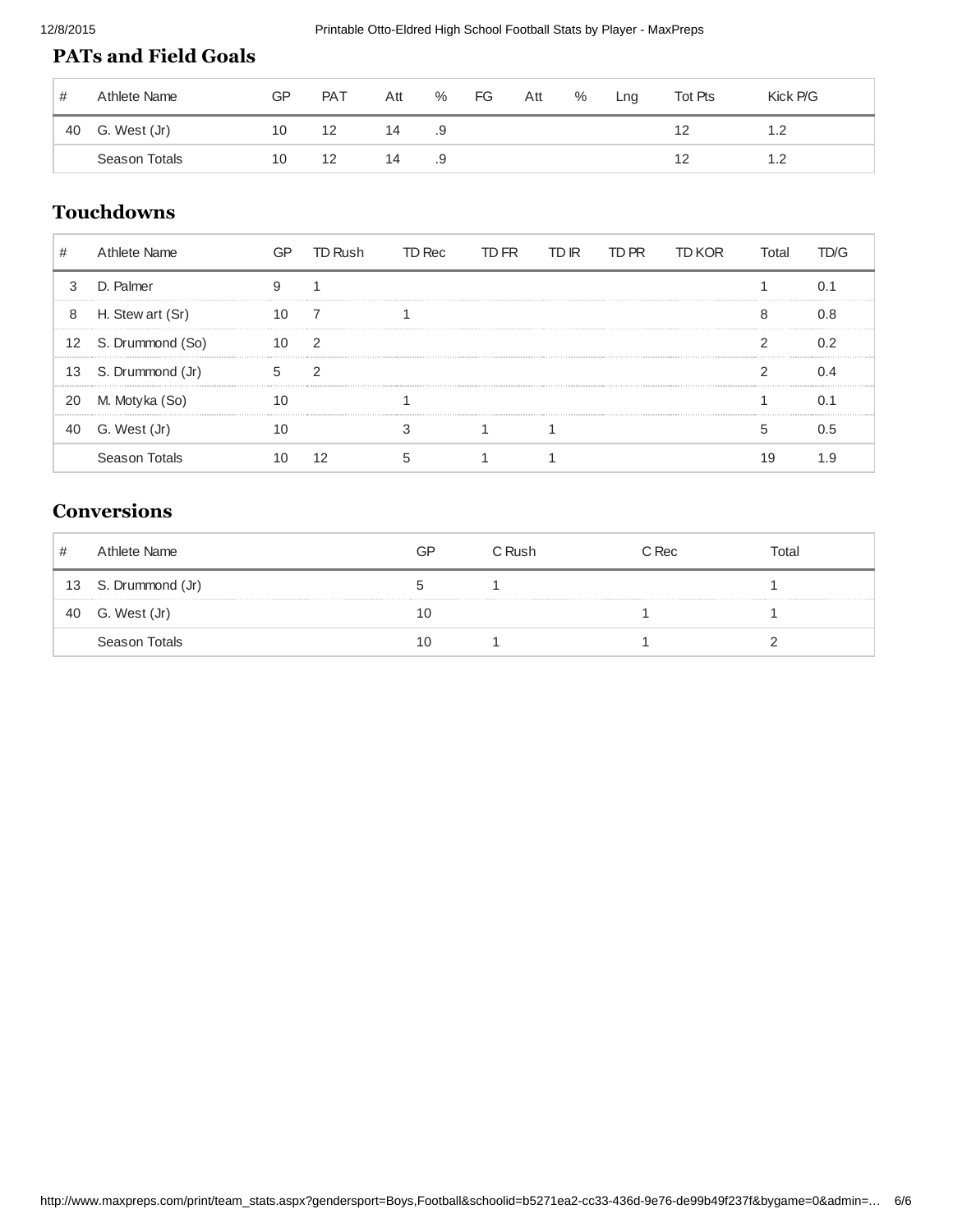## PATs and Field Goals

| # | Athlete Name | GP | PAT | Att | % | FG | Att | % | Lng | Tot Pts | Kick P/G |
|---|---|---|---|---|---|---|---|---|---|---|---|
| 40 | G. West (Jr) | 10 | 12 | 14 | .9 | | | | | 12 | 1.2 |
| | Season Totals | 10 | 12 | 14 | .9 | | | | | 12 | 1.2 |

## Touchdowns

| # | Athlete Name | GP | TD Rush | TD Rec | TD FR | TD IR | TD PR | TD KOR | Total | TD/G |
|---|---|---|---|---|---|---|---|---|---|---|
| 3 | D. Palmer | 9 | 1 | | | | | | 1 | 0.1 |
| 8 | H. Stewart (Sr) | 10 | 7 | 1 | | | | | 8 | 0.8 |
| 12 | S. Drummond (So) | 10 | 2 | | | | | | 2 | 0.2 |
| 13 | S. Drummond (Jr) | 5 | 2 | | | | | | 2 | 0.4 |
| 20 | M. Motyka (So) | 10 | | 1 | | | | | 1 | 0.1 |
| 40 | G. West (Jr) | 10 | | 3 | 1 | 1 | | | 5 | 0.5 |
| | Season Totals | 10 | 12 | 5 | 1 | 1 | | | 19 | 1.9 |

## Conversions

| # | Athlete Name | GP | C Rush | C Rec | Total |
|---|---|---|---|---|---|
| 13 | S. Drummond (Jr) | 5 | 1 | | 1 |
| 40 | G. West (Jr) | 10 | | 1 | 1 |
| | Season Totals | 10 | 1 | 1 | 2 |